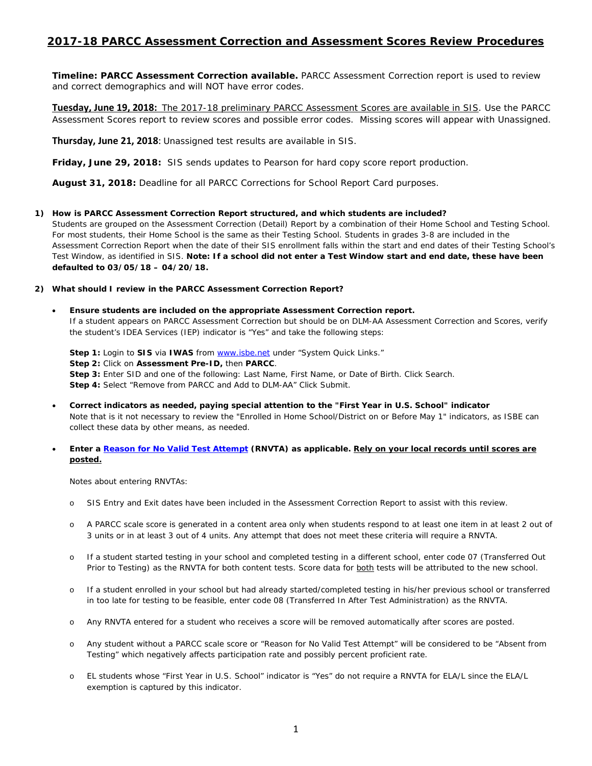# 2017-18 PARCC Assessment Correction and Assessment Scores Review Procedures

**Timeline: PARCC Assessment Correction available.** PARCC Assessment Correction report is used to review and correct demographics and will NOT have error codes.

**Tuesday, June 19, 2018:** The 2017-18 preliminary PARCC Assessment Scores are available in SIS. Use the PARCC Assessment Scores report to review scores and possible error codes. Missing scores will appear with Unassigned.

**Thursday, June 21, 2018**: Unassigned test results are available in SIS.

**Friday, June 29, 2018:** SIS sends updates to Pearson for hard copy score report production.

**August 31, 2018:** Deadline for all PARCC Corrections for School Report Card purposes.

1) **How is PARCC Assessment Correction Report structured, and which students are included?**
   Students are grouped on the Assessment Correction (Detail) Report by a combination of their Home School and Testing School. For most students, their Home School is the same as their Testing School. Students in grades 3-8 are included in the Assessment Correction Report when the date of their SIS enrollment falls within the start and end dates of their Testing School's Test Window, as identified in SIS. **Note: If a school did not enter a Test Window start and end date, these have been defaulted to 03/05/18 – 04/20/18.**

2) **What should I review in the PARCC Assessment Correction Report?**

   - **Ensure students are included on the appropriate Assessment Correction report.**
     If a student appears on PARCC Assessment Correction but should be on DLM-AA Assessment Correction and Scores, verify the student's IDEA Services (IEP) indicator is "Yes" and take the following steps:

     **Step 1:** Login to **SIS** via **IWAS** from www.isbe.net under "System Quick Links."
     **Step 2:** Click on **Assessment Pre-ID,** then **PARCC**.
     **Step 3:** Enter SID and one of the following: Last Name, First Name, or Date of Birth. Click Search.
     **Step 4:** Select "Remove from PARCC and Add to DLM-AA" Click Submit.

   - **Correct indicators as needed, paying special attention to the "First Year in U.S. School" indicator**
     Note that is it not necessary to review the "Enrolled in Home School/District on or Before May 1" indicators, as ISBE can collect these data by other means, as needed.

   - **Enter a Reason for No Valid Test Attempt (RNVTA) as applicable. Rely on your local records until scores are posted.**

     Notes about entering RNVTAs:

     - SIS Entry and Exit dates have been included in the Assessment Correction Report to assist with this review.
     - A PARCC scale score is generated in a content area only when students respond to at least one item in at least 2 out of 3 units or in at least 3 out of 4 units. Any attempt that does not meet these criteria will require a RNVTA.
     - If a student started testing in your school and completed testing in a different school, enter code 07 (Transferred Out Prior to Testing) as the RNVTA for both content tests. Score data for both tests will be attributed to the new school.
     - If a student enrolled in your school but had already started/completed testing in his/her previous school or transferred in too late for testing to be feasible, enter code 08 (Transferred In After Test Administration) as the RNVTA.
     - Any RNVTA entered for a student who receives a score will be removed automatically after scores are posted.
     - Any student without a PARCC scale score or "Reason for No Valid Test Attempt" will be considered to be "Absent from Testing" which negatively affects participation rate and possibly percent proficient rate.
     - EL students whose "First Year in U.S. School" indicator is "Yes" do not require a RNVTA for ELA/L since the ELA/L exemption is captured by this indicator.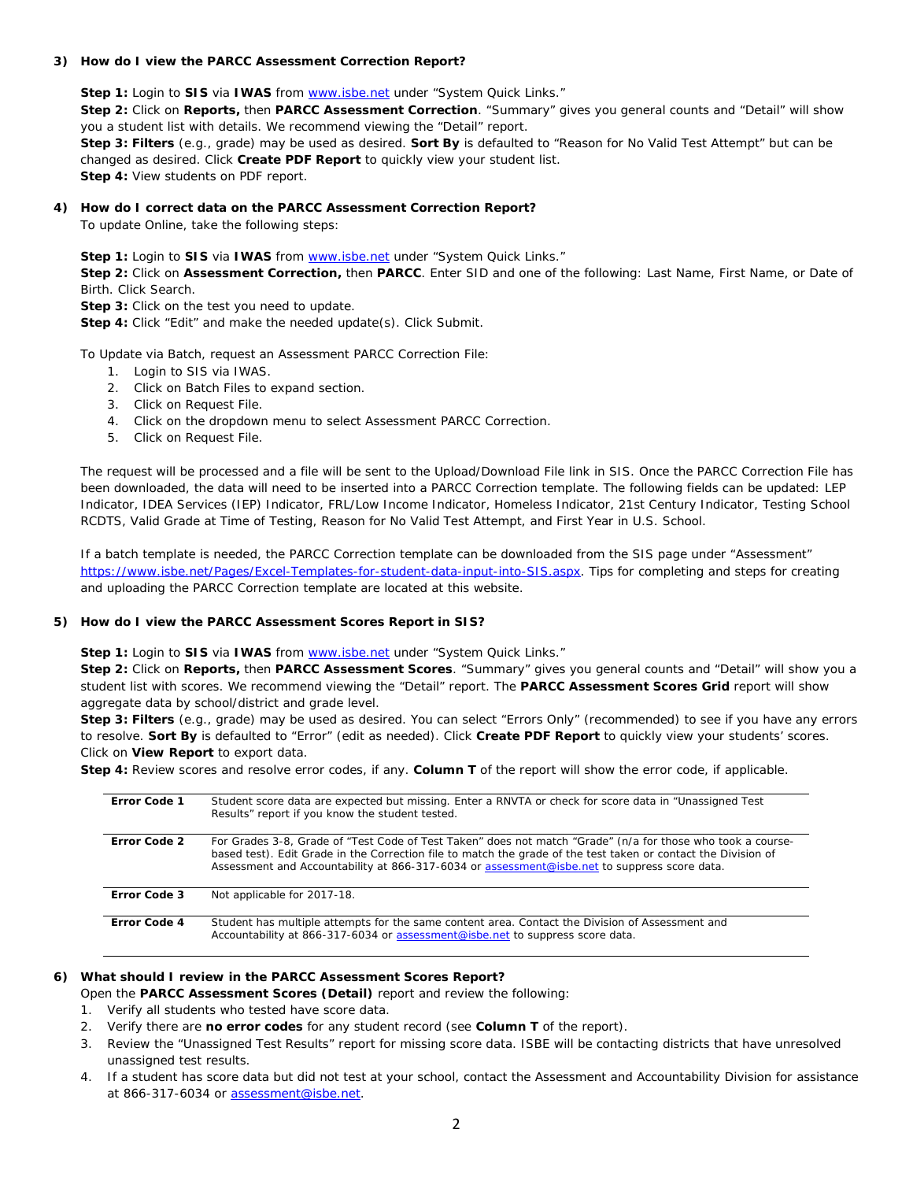### 3) How do I view the PARCC Assessment Correction Report?

**Step 1:** Login to **SIS** via **IWAS** from www.isbe.net under "System Quick Links."
**Step 2:** Click on **Reports,** then **PARCC Assessment Correction**. "Summary" gives you general counts and "Detail" will show you a student list with details. We recommend viewing the "Detail" report.
**Step 3: Filters** (e.g., grade) may be used as desired. **Sort By** is defaulted to "Reason for No Valid Test Attempt" but can be changed as desired. Click **Create PDF Report** to quickly view your student list.
**Step 4:** View students on PDF report.

### 4) How do I correct data on the PARCC Assessment Correction Report?

To update Online, take the following steps:

**Step 1:** Login to **SIS** via **IWAS** from www.isbe.net under "System Quick Links."
**Step 2:** Click on **Assessment Correction,** then **PARCC**. Enter SID and one of the following: Last Name, First Name, or Date of Birth. Click Search.
**Step 3:** Click on the test you need to update.
**Step 4:** Click "Edit" and make the needed update(s). Click Submit.

To Update via Batch, request an Assessment PARCC Correction File:

1. Login to SIS via IWAS.
2. Click on Batch Files to expand section.
3. Click on Request File.
4. Click on the dropdown menu to select Assessment PARCC Correction.
5. Click on Request File.

The request will be processed and a file will be sent to the Upload/Download File link in SIS. Once the PARCC Correction File has been downloaded, the data will need to be inserted into a PARCC Correction template. The following fields can be updated: LEP Indicator, IDEA Services (IEP) Indicator, FRL/Low Income Indicator, Homeless Indicator, 21st Century Indicator, Testing School RCDTS, Valid Grade at Time of Testing, Reason for No Valid Test Attempt, and First Year in U.S. School.

If a batch template is needed, the PARCC Correction template can be downloaded from the SIS page under "Assessment" https://www.isbe.net/Pages/Excel-Templates-for-student-data-input-into-SIS.aspx. Tips for completing and steps for creating and uploading the PARCC Correction template are located at this website.

### 5) How do I view the PARCC Assessment Scores Report in SIS?

**Step 1:** Login to **SIS** via **IWAS** from www.isbe.net under "System Quick Links."
**Step 2:** Click on **Reports,** then **PARCC Assessment Scores**. "Summary" gives you general counts and "Detail" will show you a student list with scores. We recommend viewing the "Detail" report. The **PARCC Assessment Scores Grid** report will show aggregate data by school/district and grade level.
**Step 3: Filters** (e.g., grade) may be used as desired. You can select "Errors Only" (recommended) to see if you have any errors to resolve. **Sort By** is defaulted to "Error" (edit as needed). Click **Create PDF Report** to quickly view your students' scores. Click on **View Report** to export data.
**Step 4:** Review scores and resolve error codes, if any. **Column T** of the report will show the error code, if applicable.

| | |
|---|---|
| **Error Code 1** | Student score data are expected but missing. Enter a RNVTA or check for score data in "Unassigned Test Results" report if you know the student tested. |
| **Error Code 2** | For Grades 3-8, Grade of "Test Code of Test Taken" does not match "Grade" (n/a for those who took a course-based test). Edit Grade in the Correction file to match the grade of the test taken or contact the Division of Assessment and Accountability at 866-317-6034 or assessment@isbe.net to suppress score data. |
| **Error Code 3** | Not applicable for 2017-18. |
| **Error Code 4** | Student has multiple attempts for the same content area. Contact the Division of Assessment and Accountability at 866-317-6034 or assessment@isbe.net to suppress score data. |

### 6) What should I review in the PARCC Assessment Scores Report?

Open the **PARCC Assessment Scores (Detail)** report and review the following:

1. Verify all students who tested have score data.
2. Verify there are **no error codes** for any student record (see **Column T** of the report).
3. Review the "Unassigned Test Results" report for missing score data. ISBE will be contacting districts that have unresolved unassigned test results.
4. If a student has score data but did not test at your school, contact the Assessment and Accountability Division for assistance at 866-317-6034 or assessment@isbe.net.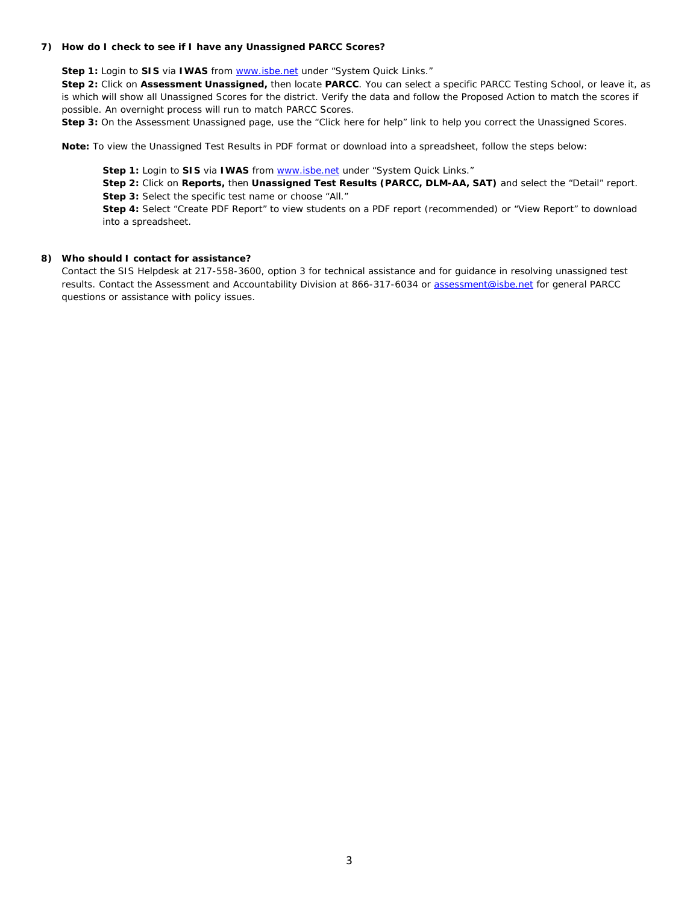**7) How do I check to see if I have any Unassigned PARCC Scores?**

**Step 1:** Login to **SIS** via **IWAS** from www.isbe.net under "System Quick Links."
**Step 2:** Click on **Assessment Unassigned,** then locate **PARCC**. You can select a specific PARCC Testing School, or leave it, as is which will show all Unassigned Scores for the district. Verify the data and follow the Proposed Action to match the scores if possible. An overnight process will run to match PARCC Scores.
**Step 3:** On the Assessment Unassigned page, use the "Click here for help" link to help you correct the Unassigned Scores.

**Note:** To view the Unassigned Test Results in PDF format or download into a spreadsheet, follow the steps below:

> **Step 1:** Login to **SIS** via **IWAS** from www.isbe.net under "System Quick Links."
> **Step 2:** Click on **Reports,** then **Unassigned Test Results (PARCC, DLM-AA, SAT)** and select the "Detail" report.
> **Step 3:** Select the specific test name or choose "All."
> **Step 4:** Select "Create PDF Report" to view students on a PDF report (recommended) or "View Report" to download into a spreadsheet.

**8) Who should I contact for assistance?**

Contact the SIS Helpdesk at 217-558-3600, option 3 for technical assistance and for guidance in resolving unassigned test results. Contact the Assessment and Accountability Division at 866-317-6034 or assessment@isbe.net for general PARCC questions or assistance with policy issues.